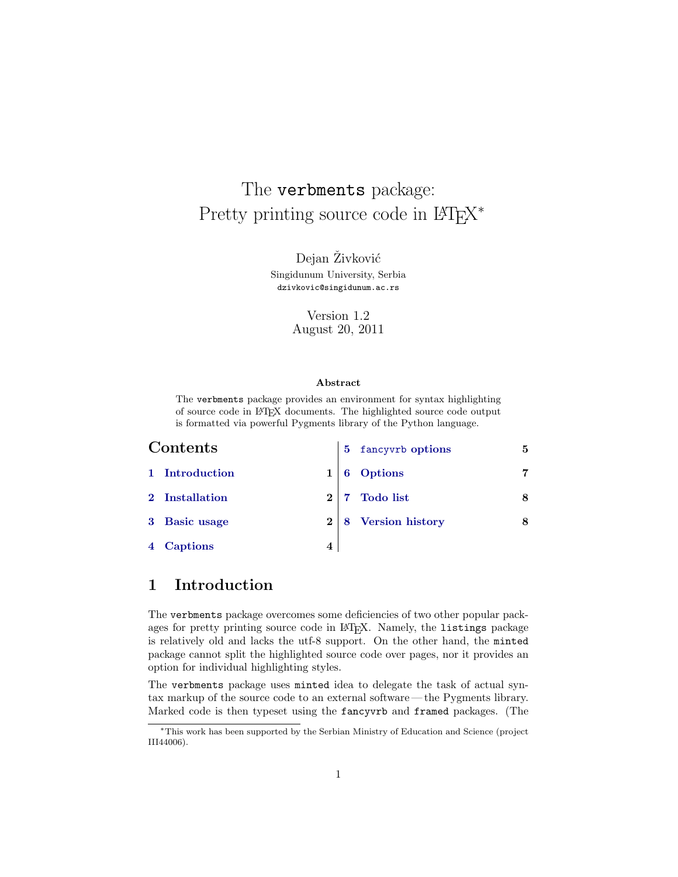# The `verbments` package: Pretty printing source code in LaTeX*

Dejan Živković

Singidunum University, Serbia

`dzivkovic@singidunum.ac.rs`

Version 1.2
August 20, 2011

**Abstract**

The `verbments` package provides an environment for syntax highlighting of source code in LaTeX documents. The highlighted source code output is formatted via powerful Pygments library of the Python language.

## Contents

- **1 Introduction** — 1
- **2 Installation** — 2
- **3 Basic usage** — 2
- **4 Captions** — 4
- **5 `fancyvrb` options** — 5
- **6 Options** — 7
- **7 Todo list** — 8
- **8 Version history** — 8

## 1 Introduction

The `verbments` package overcomes some deficiencies of two other popular packages for pretty printing source code in LaTeX. Namely, the `listings` package is relatively old and lacks the utf-8 support. On the other hand, the `minted` package cannot split the highlighted source code over pages, nor it provides an option for individual highlighting styles.

The `verbments` package uses `minted` idea to delegate the task of actual syntax markup of the source code to an external software — the Pygments library. Marked code is then typeset using the `fancyvrb` and `framed` packages. (The

*This work has been supported by the Serbian Ministry of Education and Science (project III44006).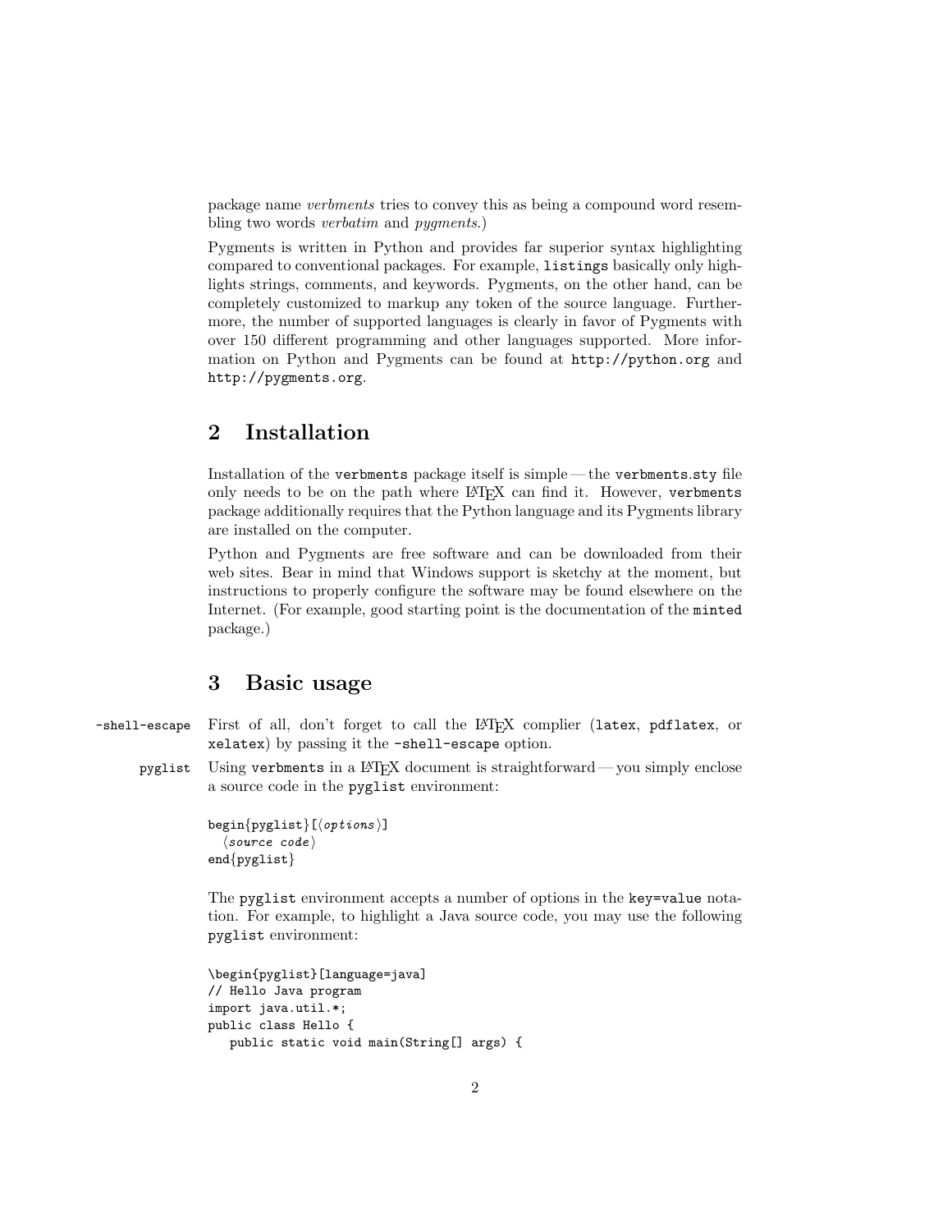package name *verbments* tries to convey this as being a compound word resembling two words *verbatim* and *pygments*.)

Pygments is written in Python and provides far superior syntax highlighting compared to conventional packages. For example, `listings` basically only highlights strings, comments, and keywords. Pygments, on the other hand, can be completely customized to markup any token of the source language. Furthermore, the number of supported languages is clearly in favor of Pygments with over 150 different programming and other languages supported. More information on Python and Pygments can be found at `http://python.org` and `http://pygments.org`.

## 2 Installation

Installation of the `verbments` package itself is simple — the `verbments.sty` file only needs to be on the path where LaTeX can find it. However, `verbments` package additionally requires that the Python language and its Pygments library are installed on the computer.

Python and Pygments are free software and can be downloaded from their web sites. Bear in mind that Windows support is sketchy at the moment, but instructions to properly configure the software may be found elsewhere on the Internet. (For example, good starting point is the documentation of the `minted` package.)

## 3 Basic usage

`-shell-escape` First of all, don't forget to call the LaTeX complier (`latex`, `pdflatex`, or `xelatex`) by passing it the `-shell-escape` option.

`pyglist` Using `verbments` in a LaTeX document is straightforward — you simply enclose a source code in the `pyglist` environment:

```
begin{pyglist}[⟨options⟩]
  ⟨source code⟩
end{pyglist}
```

The `pyglist` environment accepts a number of options in the `key=value` notation. For example, to highlight a Java source code, you may use the following `pyglist` environment:

```
\begin{pyglist}[language=java]
// Hello Java program
import java.util.*;
public class Hello {
   public static void main(String[] args) {
```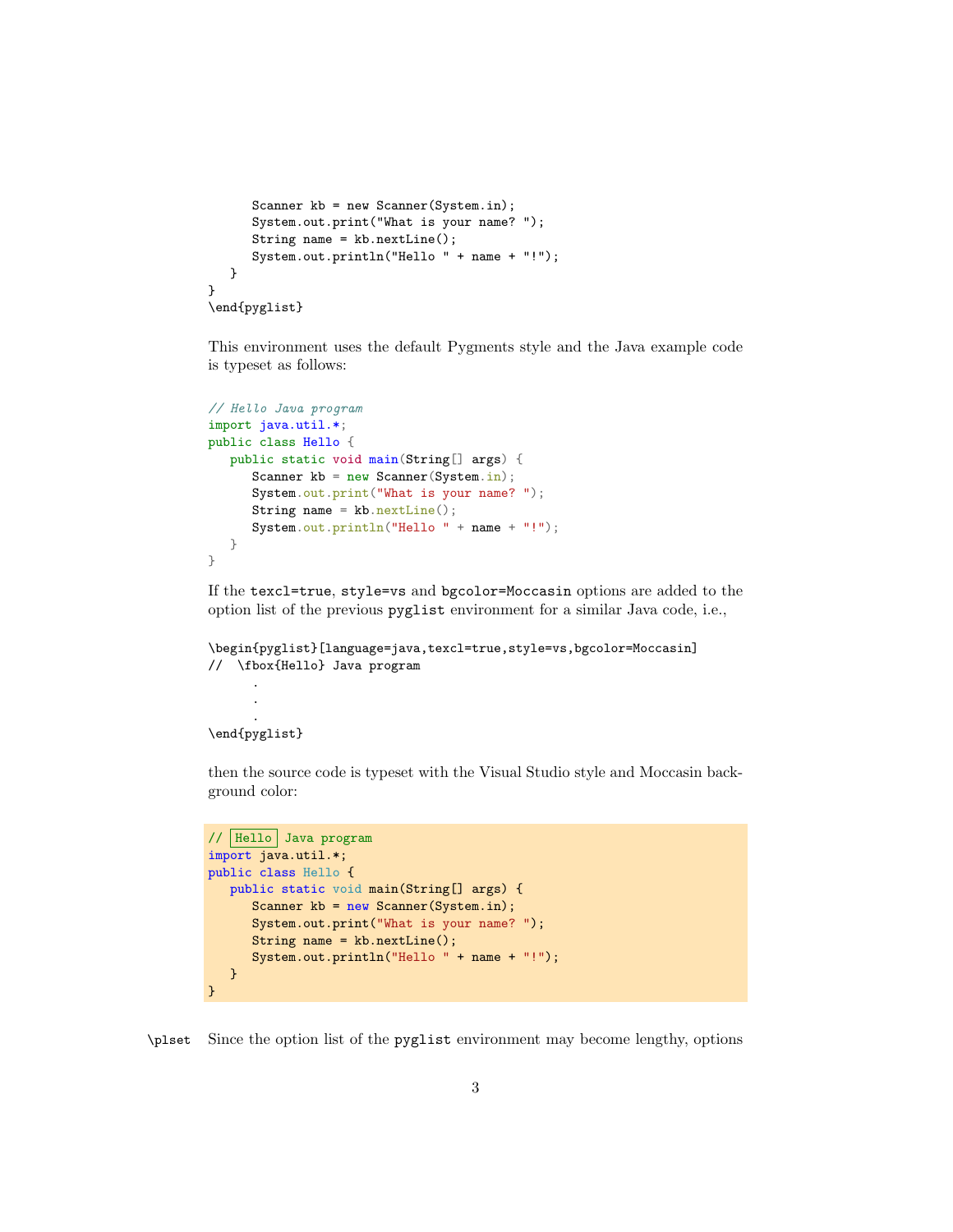```
      Scanner kb = new Scanner(System.in);
      System.out.print("What is your name? ");
      String name = kb.nextLine();
      System.out.println("Hello " + name + "!");
   }
}
\end{pyglist}
```

This environment uses the default Pygments style and the Java example code is typeset as follows:

```
// Hello Java program
import java.util.*;
public class Hello {
   public static void main(String[] args) {
      Scanner kb = new Scanner(System.in);
      System.out.print("What is your name? ");
      String name = kb.nextLine();
      System.out.println("Hello " + name + "!");
   }
}
```

If the `texcl=true`, `style=vs` and `bgcolor=Moccasin` options are added to the option list of the previous `pyglist` environment for a similar Java code, i.e.,

```
\begin{pyglist}[language=java,texcl=true,style=vs,bgcolor=Moccasin]
//  \fbox{Hello} Java program
      .
      .
      .
\end{pyglist}
```

then the source code is typeset with the Visual Studio style and Moccasin background color:

```
// Hello Java program
import java.util.*;
public class Hello {
   public static void main(String[] args) {
      Scanner kb = new Scanner(System.in);
      System.out.print("What is your name? ");
      String name = kb.nextLine();
      System.out.println("Hello " + name + "!");
   }
}
```

`\plset` Since the option list of the `pyglist` environment may become lengthy, options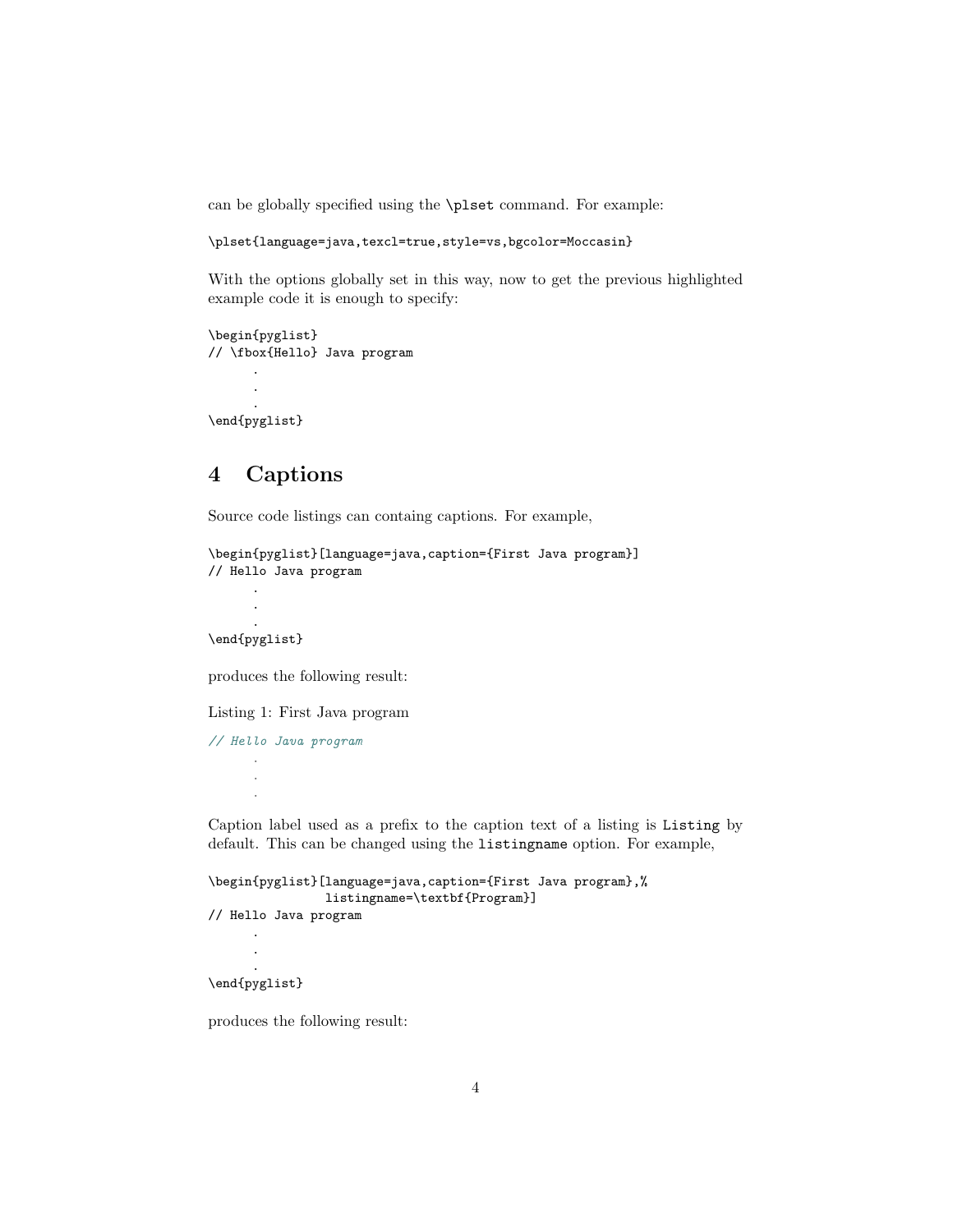can be globally specified using the `\plset` command. For example:

```
\plset{language=java,texcl=true,style=vs,bgcolor=Moccasin}
```

With the options globally set in this way, now to get the previous highlighted example code it is enough to specify:

```
\begin{pyglist}
// \fbox{Hello} Java program
       .
       .
       .
\end{pyglist}
```

## 4 Captions

Source code listings can containg captions. For example,

```
\begin{pyglist}[language=java,caption={First Java program}]
// Hello Java program
       .
       .
       .
\end{pyglist}
```

produces the following result:

Listing 1: First Java program

```
// Hello Java program
       .
       .
       .
```

Caption label used as a prefix to the caption text of a listing is `Listing` by default. This can be changed using the `listingname` option. For example,

```
\begin{pyglist}[language=java,caption={First Java program},%
                listingname=\textbf{Program}]
// Hello Java program
       .
       .
       .
\end{pyglist}
```

produces the following result: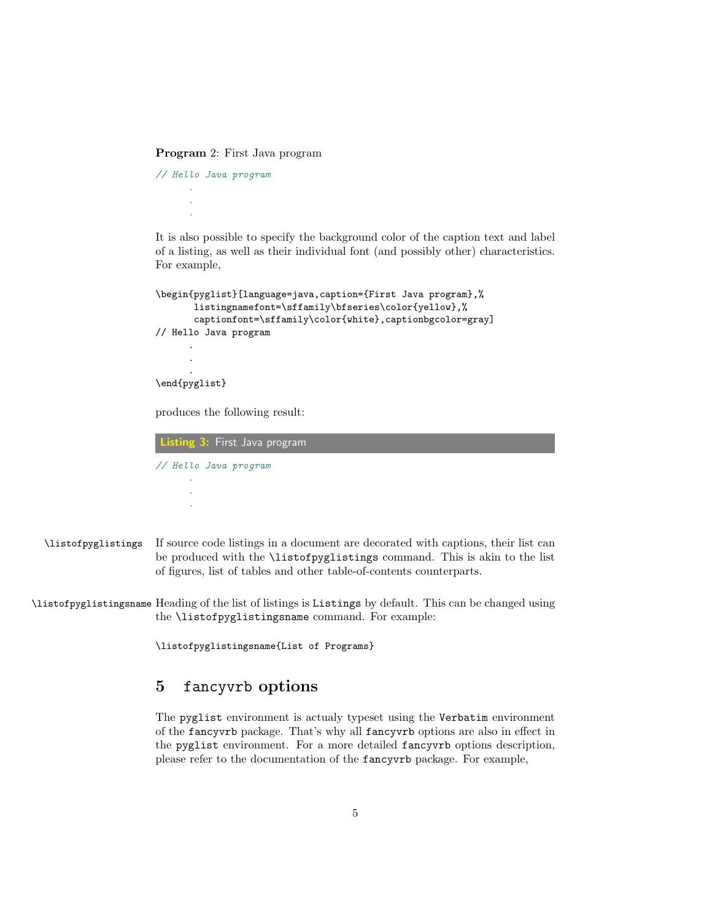**Program** 2: First Java program

```
// Hello Java program
       .
       .
       .
```

It is also possible to specify the background color of the caption text and label of a listing, as well as their individual font (and possibly other) characteristics. For example,

```
\begin{pyglist}[language=java,caption={First Java program},%
       listingnamefont=\sffamily\bfseries\color{yellow},%
       captionfont=\sffamily\color{white},captionbgcolor=gray]
// Hello Java program
       .
       .
       .
\end{pyglist}
```

produces the following result:

**Listing 3:** First Java program

```
// Hello Java program
       .
       .
       .
```

`\listofpyglistings` If source code listings in a document are decorated with captions, their list can be produced with the `\listofpyglistings` command. This is akin to the list of figures, list of tables and other table-of-contents counterparts.

`\listofpyglistingsname` Heading of the list of listings is `Listings` by default. This can be changed using the `\listofpyglistingsname` command. For example:

```
\listofpyglistingsname{List of Programs}
```

## 5 `fancyvrb` options

The `pyglist` environment is actualy typeset using the `Verbatim` environment of the `fancyvrb` package. That's why all `fancyvrb` options are also in effect in the `pyglist` environment. For a more detailed `fancyvrb` options description, please refer to the documentation of the `fancyvrb` package. For example,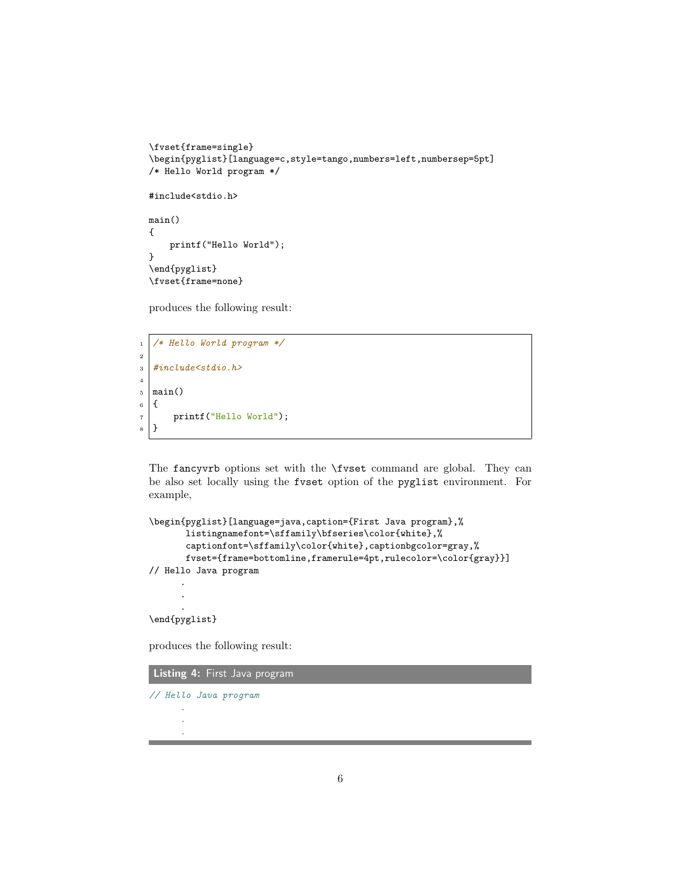```
\fvset{frame=single}
\begin{pyglist}[language=c,style=tango,numbers=left,numbersep=5pt]
/* Hello World program */

#include<stdio.h>

main()
{
    printf("Hello World");
}
\end{pyglist}
\fvset{frame=none}
```

produces the following result:

```
1  /* Hello World program */
2
3  #include<stdio.h>
4
5  main()
6  {
7      printf("Hello World");
8  }
```

The `fancyvrb` options set with the `\fvset` command are global. They can be also set locally using the `fvset` option of the `pyglist` environment. For example,

```
\begin{pyglist}[language=java,caption={First Java program},%
       listingnamefont=\sffamily\bfseries\color{white},%
       captionfont=\sffamily\color{white},captionbgcolor=gray,%
       fvset={frame=bottomline,framerule=4pt,rulecolor=\color{gray}}]
// Hello Java program
      .
      .
      .
\end{pyglist}
```

produces the following result:

**Listing 4:** First Java program

```
// Hello Java program
      .
      .
      .
```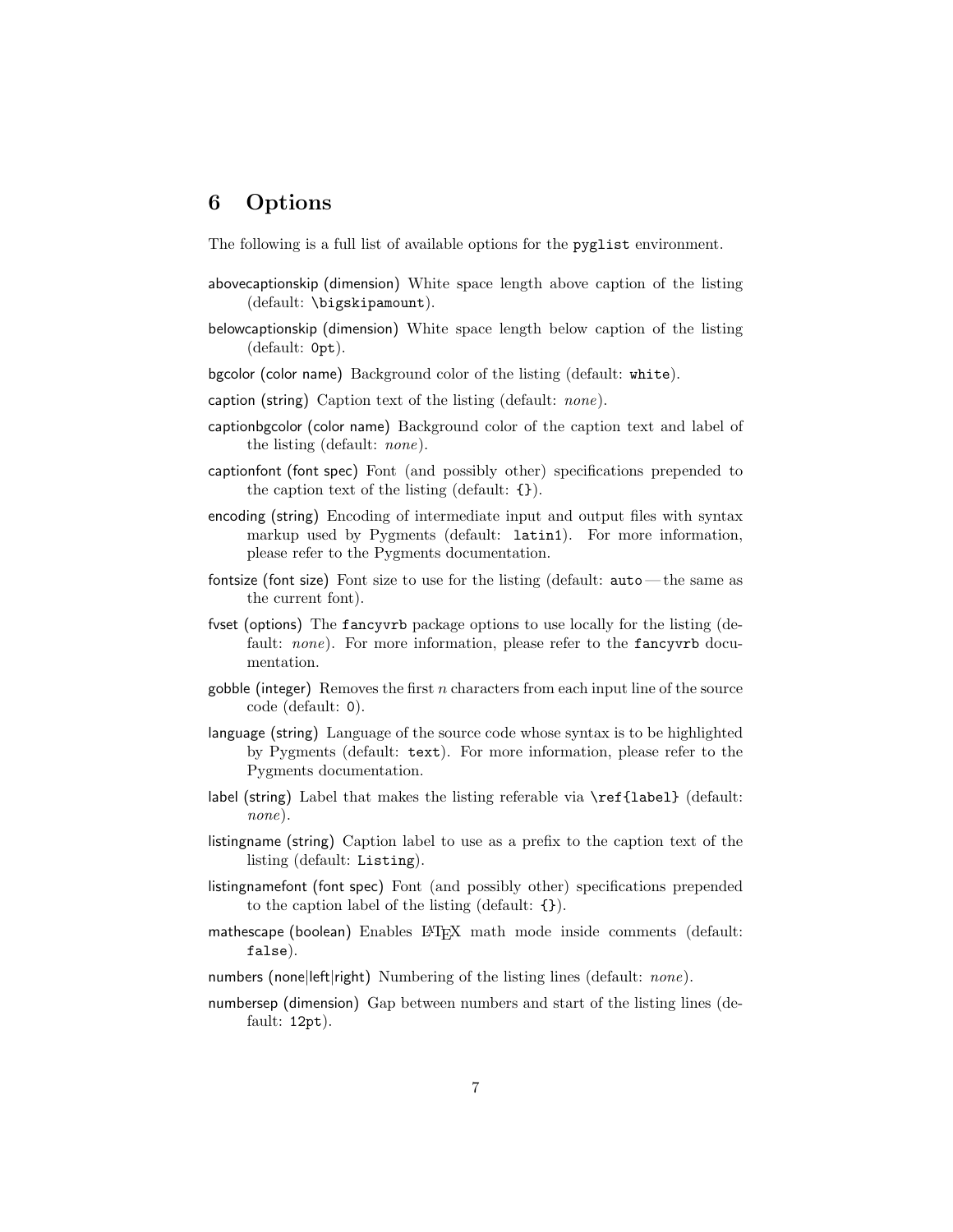## 6 Options

The following is a full list of available options for the `pyglist` environment.

abovecaptionskip (dimension) White space length above caption of the listing (default: `\bigskipamount`).

belowcaptionskip (dimension) White space length below caption of the listing (default: `0pt`).

bgcolor (color name) Background color of the listing (default: `white`).

caption (string) Caption text of the listing (default: *none*).

captionbgcolor (color name) Background color of the caption text and label of the listing (default: *none*).

captionfont (font spec) Font (and possibly other) specifications prepended to the caption text of the listing (default: `{}`).

encoding (string) Encoding of intermediate input and output files with syntax markup used by Pygments (default: `latin1`). For more information, please refer to the Pygments documentation.

fontsize (font size) Font size to use for the listing (default: `auto` — the same as the current font).

fvset (options) The `fancyvrb` package options to use locally for the listing (default: *none*). For more information, please refer to the `fancyvrb` documentation.

gobble (integer) Removes the first $n$ characters from each input line of the source code (default: `0`).

language (string) Language of the source code whose syntax is to be highlighted by Pygments (default: `text`). For more information, please refer to the Pygments documentation.

label (string) Label that makes the listing referable via `\ref{label}` (default: *none*).

listingname (string) Caption label to use as a prefix to the caption text of the listing (default: `Listing`).

listingnamefont (font spec) Font (and possibly other) specifications prepended to the caption label of the listing (default: `{}`).

mathescape (boolean) Enables LaTeX math mode inside comments (default: `false`).

numbers (none|left|right) Numbering of the listing lines (default: *none*).

numbersep (dimension) Gap between numbers and start of the listing lines (default: `12pt`).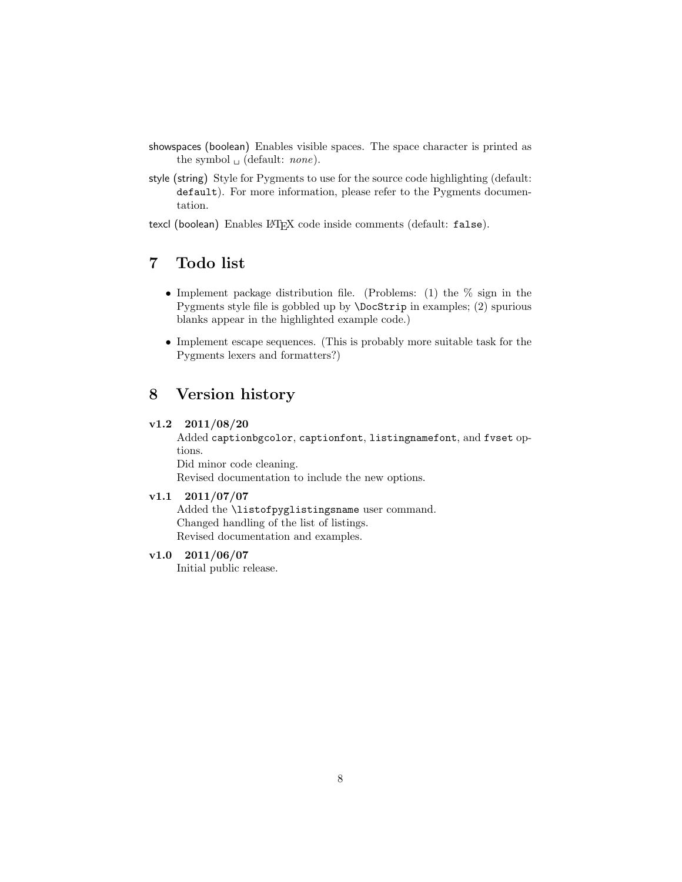showspaces (boolean) Enables visible spaces. The space character is printed as the symbol ␣ (default: *none*).

style (string) Style for Pygments to use for the source code highlighting (default: `default`). For more information, please refer to the Pygments documentation.

texcl (boolean) Enables LaTeX code inside comments (default: `false`).

## 7 Todo list

- Implement package distribution file. (Problems: (1) the % sign in the Pygments style file is gobbled up by `\DocStrip` in examples; (2) spurious blanks appear in the highlighted example code.)
- Implement escape sequences. (This is probably more suitable task for the Pygments lexers and formatters?)

## 8 Version history

**v1.2 2011/08/20**

Added `captionbgcolor`, `captionfont`, `listingnamefont`, and `fvset` options.
Did minor code cleaning.
Revised documentation to include the new options.

**v1.1 2011/07/07**

Added the `\listofpyglistingsname` user command.
Changed handling of the list of listings.
Revised documentation and examples.

**v1.0 2011/06/07**

Initial public release.